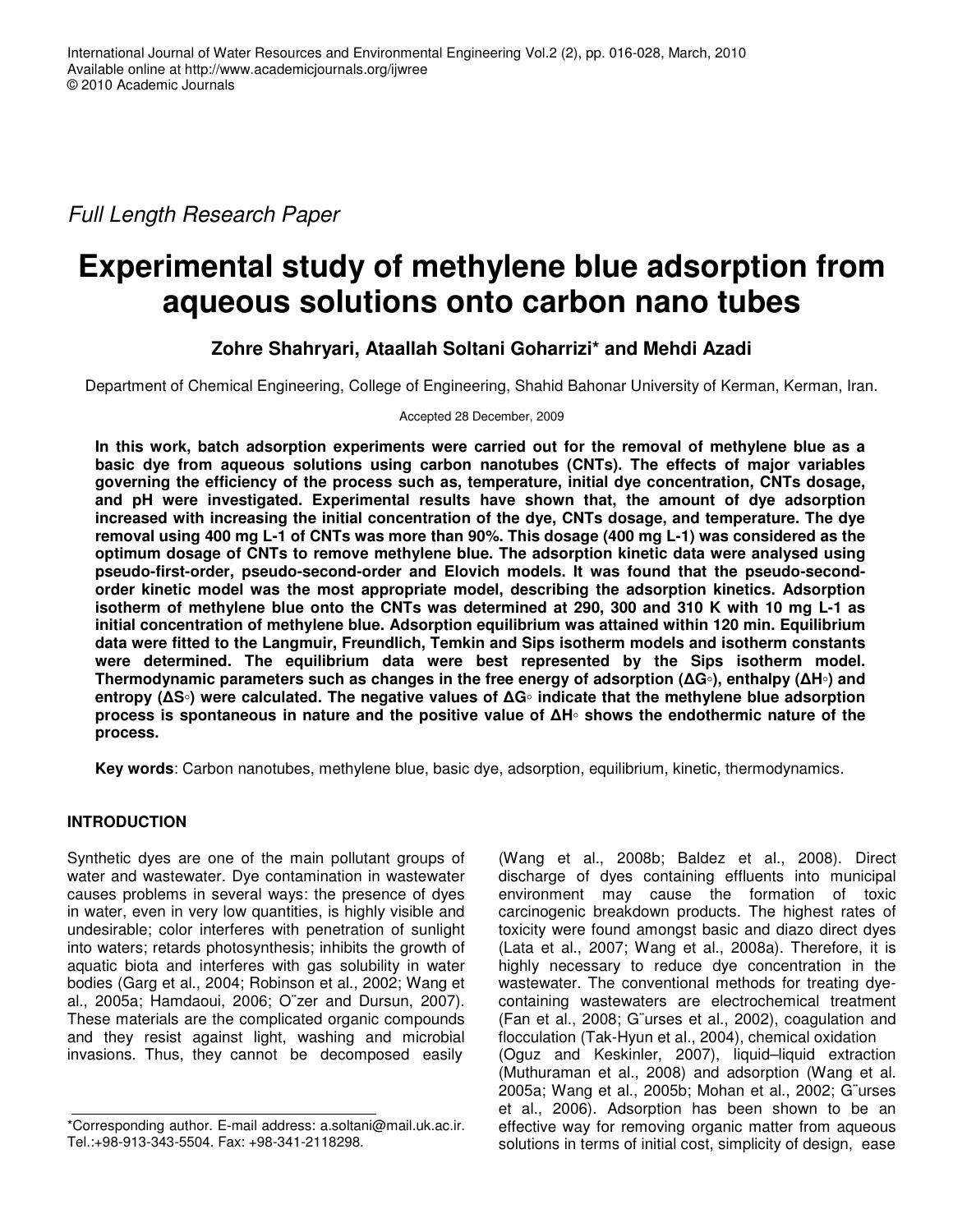*Full Length Research Paper*

# Experimental study of methylene blue adsorption from aqueous solutions onto carbon nano tubes

**Zohre Shahryari, Ataallah Soltani Goharrizi\* and Mehdi Azadi**

Department of Chemical Engineering, College of Engineering, Shahid Bahonar University of Kerman, Kerman, Iran.

Accepted 28 December, 2009

**In this work, batch adsorption experiments were carried out for the removal of methylene blue as a basic dye from aqueous solutions using carbon nanotubes (CNTs). The effects of major variables governing the efficiency of the process such as, temperature, initial dye concentration, CNTs dosage, and pH were investigated. Experimental results have shown that, the amount of dye adsorption increased with increasing the initial concentration of the dye, CNTs dosage, and temperature. The dye removal using 400 mg L-1 of CNTs was more than 90%. This dosage (400 mg L-1) was considered as the optimum dosage of CNTs to remove methylene blue. The adsorption kinetic data were analysed using pseudo-first-order, pseudo-second-order and Elovich models. It was found that the pseudo-second-order kinetic model was the most appropriate model, describing the adsorption kinetics. Adsorption isotherm of methylene blue onto the CNTs was determined at 290, 300 and 310 K with 10 mg L-1 as initial concentration of methylene blue. Adsorption equilibrium was attained within 120 min. Equilibrium data were fitted to the Langmuir, Freundlich, Temkin and Sips isotherm models and isotherm constants were determined. The equilibrium data were best represented by the Sips isotherm model. Thermodynamic parameters such as changes in the free energy of adsorption (ΔG◦), enthalpy (ΔH◦) and entropy (ΔS◦) were calculated. The negative values of ΔG◦ indicate that the methylene blue adsorption process is spontaneous in nature and the positive value of ΔH◦ shows the endothermic nature of the process.**

**Key words**: Carbon nanotubes, methylene blue, basic dye, adsorption, equilibrium, kinetic, thermodynamics.

## INTRODUCTION

Synthetic dyes are one of the main pollutant groups of water and wastewater. Dye contamination in wastewater causes problems in several ways: the presence of dyes in water, even in very low quantities, is highly visible and undesirable; color interferes with penetration of sunlight into waters; retards photosynthesis; inhibits the growth of aquatic biota and interferes with gas solubility in water bodies (Garg et al., 2004; Robinson et al., 2002; Wang et al., 2005a; Hamdaoui, 2006; O¨zer and Dursun, 2007). These materials are the complicated organic compounds and they resist against light, washing and microbial invasions. Thus, they cannot be decomposed easily (Wang et al., 2008b; Baldez et al., 2008). Direct discharge of dyes containing effluents into municipal environment may cause the formation of toxic carcinogenic breakdown products. The highest rates of toxicity were found amongst basic and diazo direct dyes (Lata et al., 2007; Wang et al., 2008a). Therefore, it is highly necessary to reduce dye concentration in the wastewater. The conventional methods for treating dye-containing wastewaters are electrochemical treatment (Fan et al., 2008; G¨urses et al., 2002), coagulation and flocculation (Tak-Hyun et al., 2004), chemical oxidation (Oguz and Keskinler, 2007), liquid–liquid extraction (Muthuraman et al., 2008) and adsorption (Wang et al. 2005a; Wang et al., 2005b; Mohan et al., 2002; G¨urses et al., 2006). Adsorption has been shown to be an effective way for removing organic matter from aqueous solutions in terms of initial cost, simplicity of design, ease

\*Corresponding author. E-mail address: a.soltani@mail.uk.ac.ir. Tel.:+98-913-343-5504. Fax: +98-341-2118298.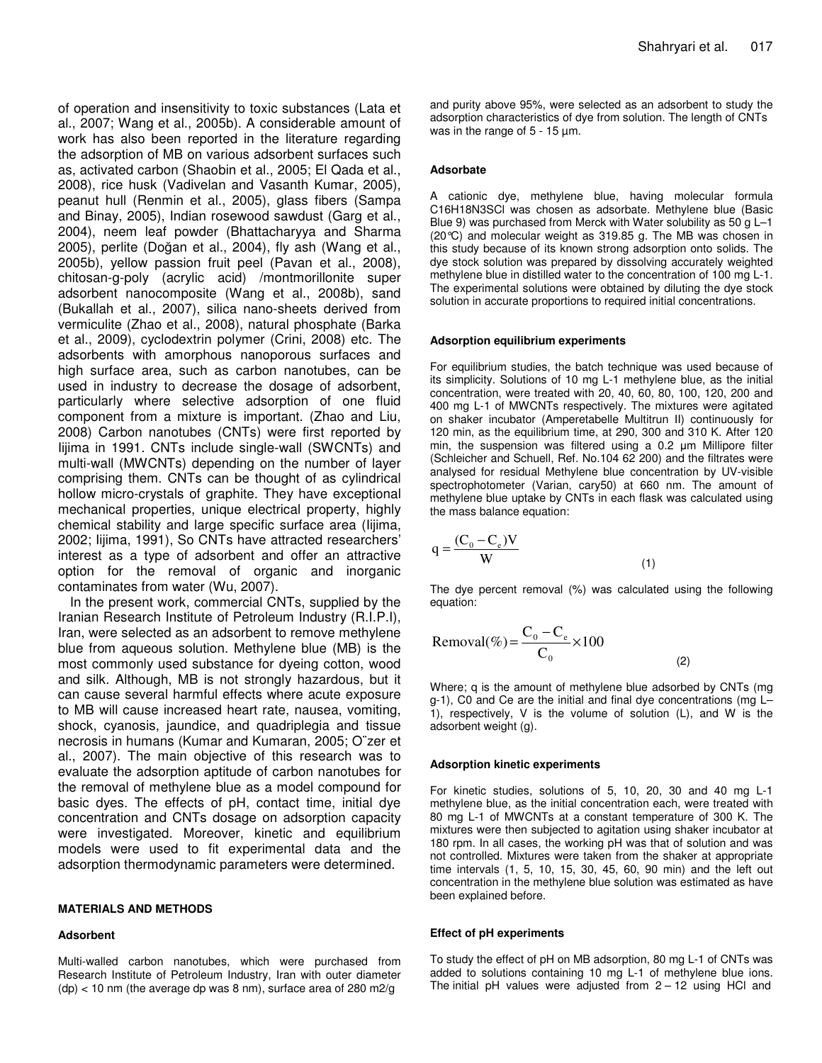of operation and insensitivity to toxic substances (Lata et al., 2007; Wang et al., 2005b). A considerable amount of work has also been reported in the literature regarding the adsorption of MB on various adsorbent surfaces such as, activated carbon (Shaobin et al., 2005; El Qada et al., 2008), rice husk (Vadivelan and Vasanth Kumar, 2005), peanut hull (Renmin et al., 2005), glass fibers (Sampa and Binay, 2005), Indian rosewood sawdust (Garg et al., 2004), neem leaf powder (Bhattacharyya and Sharma 2005), perlite (Doğan et al., 2004), fly ash (Wang et al., 2005b), yellow passion fruit peel (Pavan et al., 2008), chitosan-g-poly (acrylic acid) /montmorillonite super adsorbent nanocomposite (Wang et al., 2008b), sand (Bukallah et al., 2007), silica nano-sheets derived from vermiculite (Zhao et al., 2008), natural phosphate (Barka et al., 2009), cyclodextrin polymer (Crini, 2008) etc. The adsorbents with amorphous nanoporous surfaces and high surface area, such as carbon nanotubes, can be used in industry to decrease the dosage of adsorbent, particularly where selective adsorption of one fluid component from a mixture is important. (Zhao and Liu, 2008) Carbon nanotubes (CNTs) were first reported by Iijima in 1991. CNTs include single-wall (SWCNTs) and multi-wall (MWCNTs) depending on the number of layer comprising them. CNTs can be thought of as cylindrical hollow micro-crystals of graphite. They have exceptional mechanical properties, unique electrical property, highly chemical stability and large specific surface area (Iijima, 2002; Iijima, 1991), So CNTs have attracted researchers' interest as a type of adsorbent and offer an attractive option for the removal of organic and inorganic contaminates from water (Wu, 2007).

In the present work, commercial CNTs, supplied by the Iranian Research Institute of Petroleum Industry (R.I.P.I), Iran, were selected as an adsorbent to remove methylene blue from aqueous solution. Methylene blue (MB) is the most commonly used substance for dyeing cotton, wood and silk. Although, MB is not strongly hazardous, but it can cause several harmful effects where acute exposure to MB will cause increased heart rate, nausea, vomiting, shock, cyanosis, jaundice, and quadriplegia and tissue necrosis in humans (Kumar and Kumaran, 2005; O¨zer et al., 2007). The main objective of this research was to evaluate the adsorption aptitude of carbon nanotubes for the removal of methylene blue as a model compound for basic dyes. The effects of pH, contact time, initial dye concentration and CNTs dosage on adsorption capacity were investigated. Moreover, kinetic and equilibrium models were used to fit experimental data and the adsorption thermodynamic parameters were determined.

## MATERIALS AND METHODS

### Adsorbent

Multi-walled carbon nanotubes, which were purchased from Research Institute of Petroleum Industry, Iran with outer diameter ($d_p$) < 10 nm (the average $d_p$ was 8 nm), surface area of 280 $m^2/g$ and purity above 95%, were selected as an adsorbent to study the adsorption characteristics of dye from solution. The length of CNTs was in the range of 5 - 15 µm.

### Adsorbate

A cationic dye, methylene blue, having molecular formula $C_{16}H_{18}N_3SCl$ was chosen as adsorbate. Methylene blue (Basic Blue 9) was purchased from Merck with Water solubility as 50 g $L^{-1}$ (20°C) and molecular weight as 319.85 g. The MB was chosen in this study because of its known strong adsorption onto solids. The dye stock solution was prepared by dissolving accurately weighted methylene blue in distilled water to the concentration of 100 mg $L^{-1}$. The experimental solutions were obtained by diluting the dye stock solution in accurate proportions to required initial concentrations.

### Adsorption equilibrium experiments

For equilibrium studies, the batch technique was used because of its simplicity. Solutions of 10 mg $L^{-1}$ methylene blue, as the initial concentration, were treated with 20, 40, 60, 80, 100, 120, 200 and 400 mg $L^{-1}$ of MWCNTs respectively. The mixtures were agitated on shaker incubator (Amperetabelle Multitrun II) continuously for 120 min, as the equilibrium time, at 290, 300 and 310 K. After 120 min, the suspension was filtered using a 0.2 µm Millipore filter (Schleicher and Schuell, Ref. No.104 62 200) and the filtrates were analysed for residual Methylene blue concentration by UV-visible spectrophotometer (Varian, cary50) at 660 nm. The amount of methylene blue uptake by CNTs in each flask was calculated using the mass balance equation:

$$q = \frac{(C_0 - C_e)V}{W} \tag{1}$$

The dye percent removal (%) was calculated using the following equation:

$$\text{Removal}(\%) = \frac{C_0 - C_e}{C_0} \times 100 \tag{2}$$

Where; q is the amount of methylene blue adsorbed by CNTs (mg $g^{-1}$), $C_0$ and $C_e$ are the initial and final dye concentrations (mg $L^{-1}$), respectively, V is the volume of solution (L), and W is the adsorbent weight (g).

### Adsorption kinetic experiments

For kinetic studies, solutions of 5, 10, 20, 30 and 40 mg $L^{-1}$ methylene blue, as the initial concentration each, were treated with 80 mg $L^{-1}$ of MWCNTs at a constant temperature of 300 K. The mixtures were then subjected to agitation using shaker incubator at 180 rpm. In all cases, the working pH was that of solution and was not controlled. Mixtures were taken from the shaker at appropriate time intervals (1, 5, 10, 15, 30, 45, 60, 90 min) and the left out concentration in the methylene blue solution was estimated as have been explained before.

### Effect of pH experiments

To study the effect of pH on MB adsorption, 80 mg $L^{-1}$ of CNTs was added to solutions containing 10 mg $L^{-1}$ of methylene blue ions. The initial pH values were adjusted from 2 – 12 using HCl and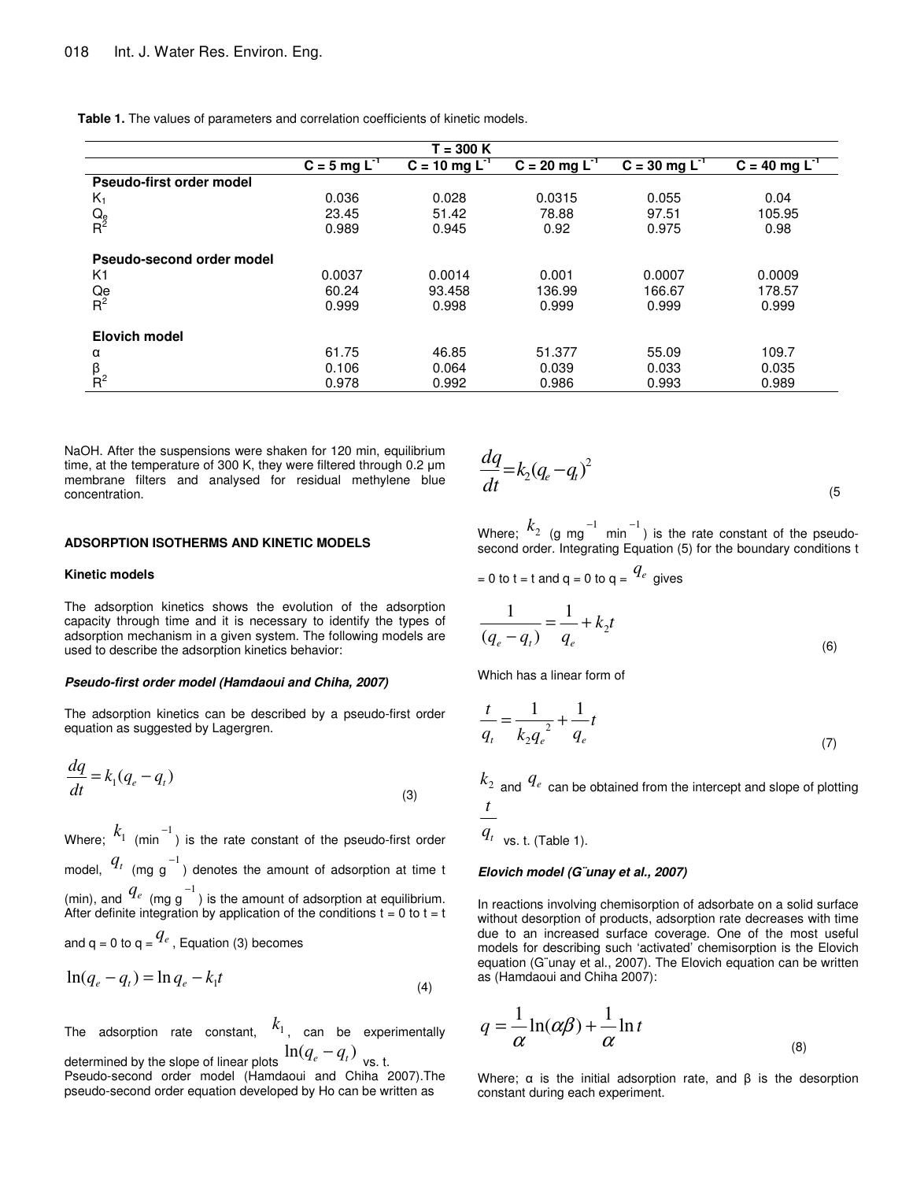**Table 1.** The values of parameters and correlation coefficients of kinetic models.

| | T = 300 K | | | | |
|---|---|---|---|---|---|
| | C = 5 mg $L^{-1}$ | C = 10 mg $L^{-1}$ | C = 20 mg $L^{-1}$ | C = 30 mg $L^{-1}$ | C = 40 mg $L^{-1}$ |
| **Pseudo-first order model** | | | | | |
| $K_1$ | 0.036 | 0.028 | 0.0315 | 0.055 | 0.04 |
| $Q_e$ | 23.45 | 51.42 | 78.88 | 97.51 | 105.95 |
| $R^2$ | 0.989 | 0.945 | 0.92 | 0.975 | 0.98 |
| **Pseudo-second order model** | | | | | |
| K1 | 0.0037 | 0.0014 | 0.001 | 0.0007 | 0.0009 |
| Qe | 60.24 | 93.458 | 136.99 | 166.67 | 178.57 |
| $R^2$ | 0.999 | 0.998 | 0.999 | 0.999 | 0.999 |
| **Elovich model** | | | | | |
| α | 61.75 | 46.85 | 51.377 | 55.09 | 109.7 |
| β | 0.106 | 0.064 | 0.039 | 0.033 | 0.035 |
| $R^2$ | 0.978 | 0.992 | 0.986 | 0.993 | 0.989 |

NaOH. After the suspensions were shaken for 120 min, equilibrium time, at the temperature of 300 K, they were filtered through 0.2 μm membrane filters and analysed for residual methylene blue concentration.

## ADSORPTION ISOTHERMS AND KINETIC MODELS

### Kinetic models

The adsorption kinetics shows the evolution of the adsorption capacity through time and it is necessary to identify the types of adsorption mechanism in a given system. The following models are used to describe the adsorption kinetics behavior:

#### *Pseudo-first order model (Hamdaoui and Chiha, 2007)*

The adsorption kinetics can be described by a pseudo-first order equation as suggested by Lagergren.

$$\frac{dq}{dt} = k_1(q_e - q_t) \tag{3}$$

Where; $k_1$ ($\text{min}^{-1}$) is the rate constant of the pseudo-first order model, $q_t$ (mg $g^{-1}$) denotes the amount of adsorption at time t (min), and $q_e$ (mg $g^{-1}$) is the amount of adsorption at equilibrium. After definite integration by application of the conditions t = 0 to t = t and q = 0 to q = $q_e$, Equation (3) becomes

$$\ln(q_e - q_t) = \ln q_e - k_1 t \tag{4}$$

The adsorption rate constant, $k_1$, can be experimentally determined by the slope of linear plots $\ln(q_e - q_t)$ vs. t.

Pseudo-second order model (Hamdaoui and Chiha 2007).The pseudo-second order equation developed by Ho can be written as

$$\frac{dq}{dt} = k_2(q_e - q_t)^2 \tag{5}$$

Where; $k_2$ (g $\text{mg}^{-1}$ $\text{min}^{-1}$) is the rate constant of the pseudo-second order. Integrating Equation (5) for the boundary conditions t = 0 to t = t and q = 0 to q = $q_e$ gives

$$\frac{1}{(q_e - q_t)} = \frac{1}{q_e} + k_2 t \tag{6}$$

Which has a linear form of

$$\frac{t}{q_t} = \frac{1}{k_2 q_e^{\,2}} + \frac{1}{q_e} t \tag{7}$$

$k_2$ and $q_e$ can be obtained from the intercept and slope of plotting $\frac{t}{q_t}$ vs. t. (Table 1).

#### *Elovich model (G¨unay et al., 2007)*

In reactions involving chemisorption of adsorbate on a solid surface without desorption of products, adsorption rate decreases with time due to an increased surface coverage. One of the most useful models for describing such 'activated' chemisorption is the Elovich equation (G¨unay et al., 2007). The Elovich equation can be written as (Hamdaoui and Chiha 2007):

$$q = \frac{1}{\alpha} \ln(\alpha\beta) + \frac{1}{\alpha} \ln t \tag{8}$$

Where; α is the initial adsorption rate, and β is the desorption constant during each experiment.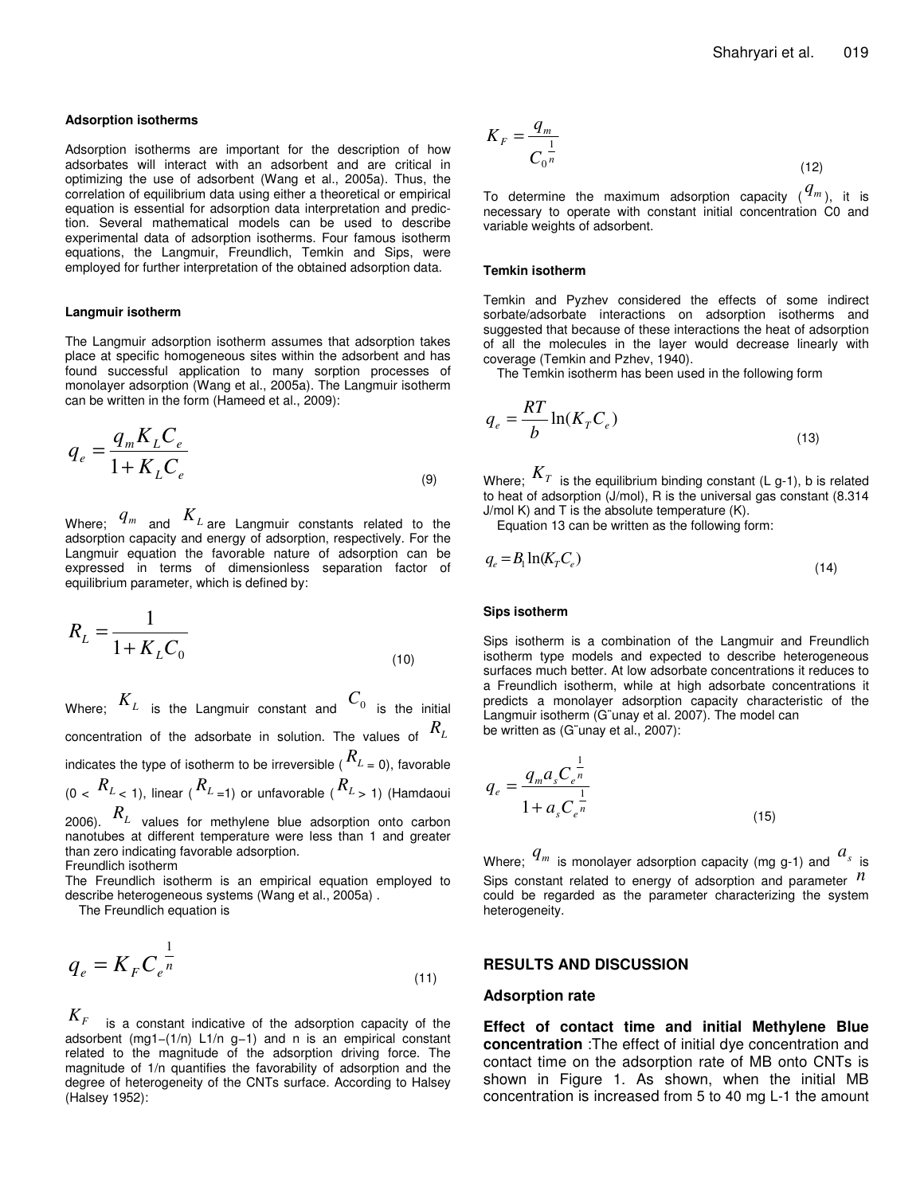### Adsorption isotherms

Adsorption isotherms are important for the description of how adsorbates will interact with an adsorbent and are critical in optimizing the use of adsorbent (Wang et al., 2005a). Thus, the correlation of equilibrium data using either a theoretical or empirical equation is essential for adsorption data interpretation and prediction. Several mathematical models can be used to describe experimental data of adsorption isotherms. Four famous isotherm equations, the Langmuir, Freundlich, Temkin and Sips, were employed for further interpretation of the obtained adsorption data.

#### Langmuir isotherm

The Langmuir adsorption isotherm assumes that adsorption takes place at specific homogeneous sites within the adsorbent and has found successful application to many sorption processes of monolayer adsorption (Wang et al., 2005a). The Langmuir isotherm can be written in the form (Hameed et al., 2009):

$$q_e = \frac{q_m K_L C_e}{1 + K_L C_e} \tag{9}$$

Where; $q_m$ and $K_L$ are Langmuir constants related to the adsorption capacity and energy of adsorption, respectively. For the Langmuir equation the favorable nature of adsorption can be expressed in terms of dimensionless separation factor of equilibrium parameter, which is defined by:

$$R_L = \frac{1}{1 + K_L C_0} \tag{10}$$

Where; $K_L$ is the Langmuir constant and $C_0$ is the initial concentration of the adsorbate in solution. The values of $R_L$ indicates the type of isotherm to be irreversible ($R_L = 0$), favorable ($0 < R_L < 1$), linear ($R_L = 1$) or unfavorable ($R_L > 1$) (Hamdaoui 2006). $R_L$ values for methylene blue adsorption onto carbon nanotubes at different temperature were less than 1 and greater than zero indicating favorable adsorption.

Freundlich isotherm

The Freundlich isotherm is an empirical equation employed to describe heterogeneous systems (Wang et al., 2005a) .

The Freundlich equation is

$$q_e = K_F C_e^{\frac{1}{n}} \tag{11}$$

$K_F$ is a constant indicative of the adsorption capacity of the adsorbent (mg1−(1/n) L1/n g−1) and n is an empirical constant related to the magnitude of the adsorption driving force. The magnitude of 1/n quantifies the favorability of adsorption and the degree of heterogeneity of the CNTs surface. According to Halsey (Halsey 1952):

$$K_F = \frac{q_m}{C_0^{\frac{1}{n}}} \tag{12}$$

To determine the maximum adsorption capacity ($q_m$), it is necessary to operate with constant initial concentration C0 and variable weights of adsorbent.

#### Temkin isotherm

Temkin and Pyzhev considered the effects of some indirect sorbate/adsorbate interactions on adsorption isotherms and suggested that because of these interactions the heat of adsorption of all the molecules in the layer would decrease linearly with coverage (Temkin and Pzhev, 1940).

The Temkin isotherm has been used in the following form

$$q_e = \frac{RT}{b}\ln(K_T C_e) \tag{13}$$

Where; $K_T$ is the equilibrium binding constant (L g-1), b is related to heat of adsorption (J/mol), R is the universal gas constant (8.314 J/mol K) and T is the absolute temperature (K).

Equation 13 can be written as the following form:

$$q_e = B_1 \ln(K_T C_e) \tag{14}$$

#### Sips isotherm

Sips isotherm is a combination of the Langmuir and Freundlich isotherm type models and expected to describe heterogeneous surfaces much better. At low adsorbate concentrations it reduces to a Freundlich isotherm, while at high adsorbate concentrations it predicts a monolayer adsorption capacity characteristic of the Langmuir isotherm (G¨unay et al. 2007). The model can be written as (G¨unay et al., 2007):

$$q_e = \frac{q_m a_s C_e^{\frac{1}{n}}}{1 + a_s C_e^{\frac{1}{n}}} \tag{15}$$

Where; $q_m$ is monolayer adsorption capacity (mg g-1) and $a_s$ is Sips constant related to energy of adsorption and parameter $n$ could be regarded as the parameter characterizing the system heterogeneity.

## RESULTS AND DISCUSSION

### Adsorption rate

**Effect of contact time and initial Methylene Blue concentration** :The effect of initial dye concentration and contact time on the adsorption rate of MB onto CNTs is shown in Figure 1. As shown, when the initial MB concentration is increased from 5 to 40 mg L-1 the amount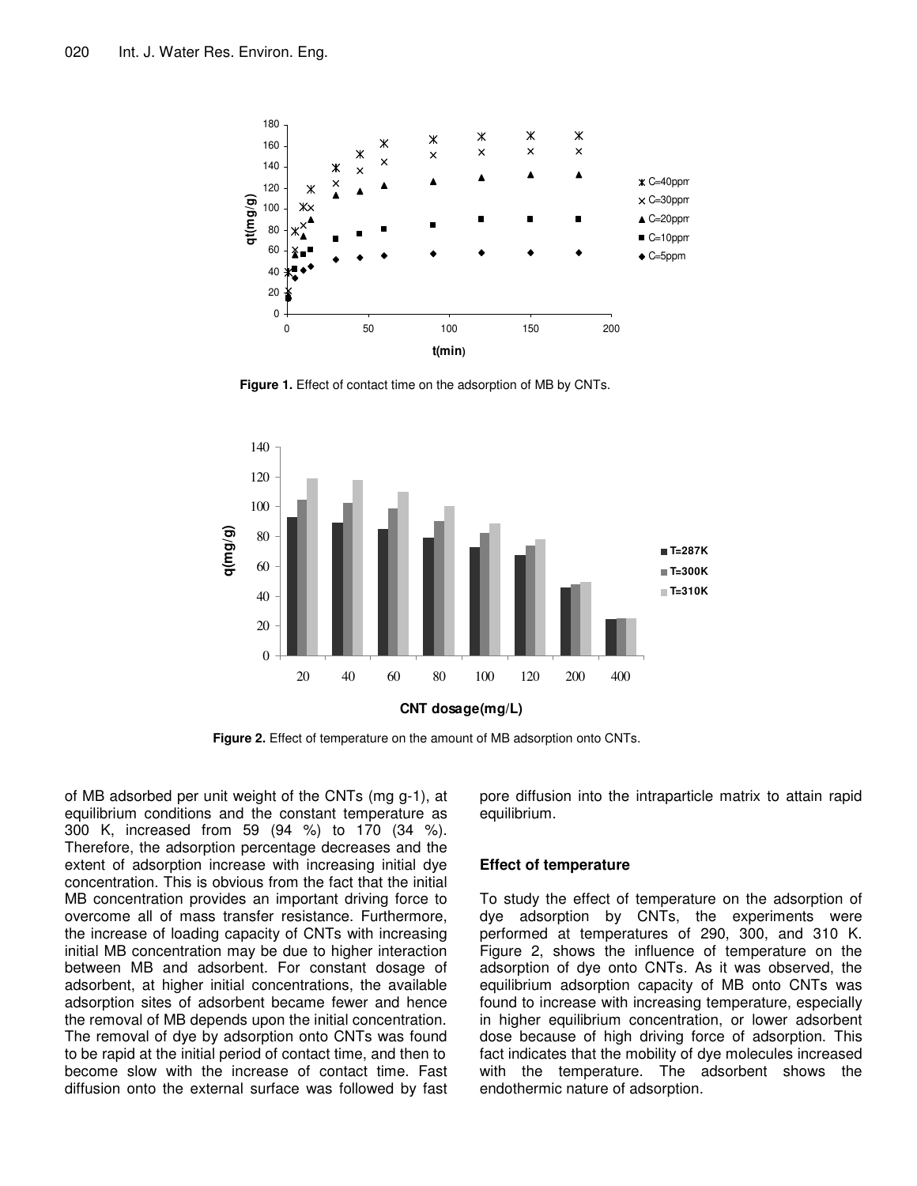**Figure 1.** Effect of contact time on the adsorption of MB by CNTs.

**Figure 2.** Effect of temperature on the amount of MB adsorption onto CNTs.

of MB adsorbed per unit weight of the CNTs (mg g-1), at equilibrium conditions and the constant temperature as 300 K, increased from 59 (94 %) to 170 (34 %). Therefore, the adsorption percentage decreases and the extent of adsorption increase with increasing initial dye concentration. This is obvious from the fact that the initial MB concentration provides an important driving force to overcome all of mass transfer resistance. Furthermore, the increase of loading capacity of CNTs with increasing initial MB concentration may be due to higher interaction between MB and adsorbent. For constant dosage of adsorbent, at higher initial concentrations, the available adsorption sites of adsorbent became fewer and hence the removal of MB depends upon the initial concentration. The removal of dye by adsorption onto CNTs was found to be rapid at the initial period of contact time, and then to become slow with the increase of contact time. Fast diffusion onto the external surface was followed by fast pore diffusion into the intraparticle matrix to attain rapid equilibrium.

### Effect of temperature

To study the effect of temperature on the adsorption of dye adsorption by CNTs, the experiments were performed at temperatures of 290, 300, and 310 K. Figure 2, shows the influence of temperature on the adsorption of dye onto CNTs. As it was observed, the equilibrium adsorption capacity of MB onto CNTs was found to increase with increasing temperature, especially in higher equilibrium concentration, or lower adsorbent dose because of high driving force of adsorption. This fact indicates that the mobility of dye molecules increased with the temperature. The adsorbent shows the endothermic nature of adsorption.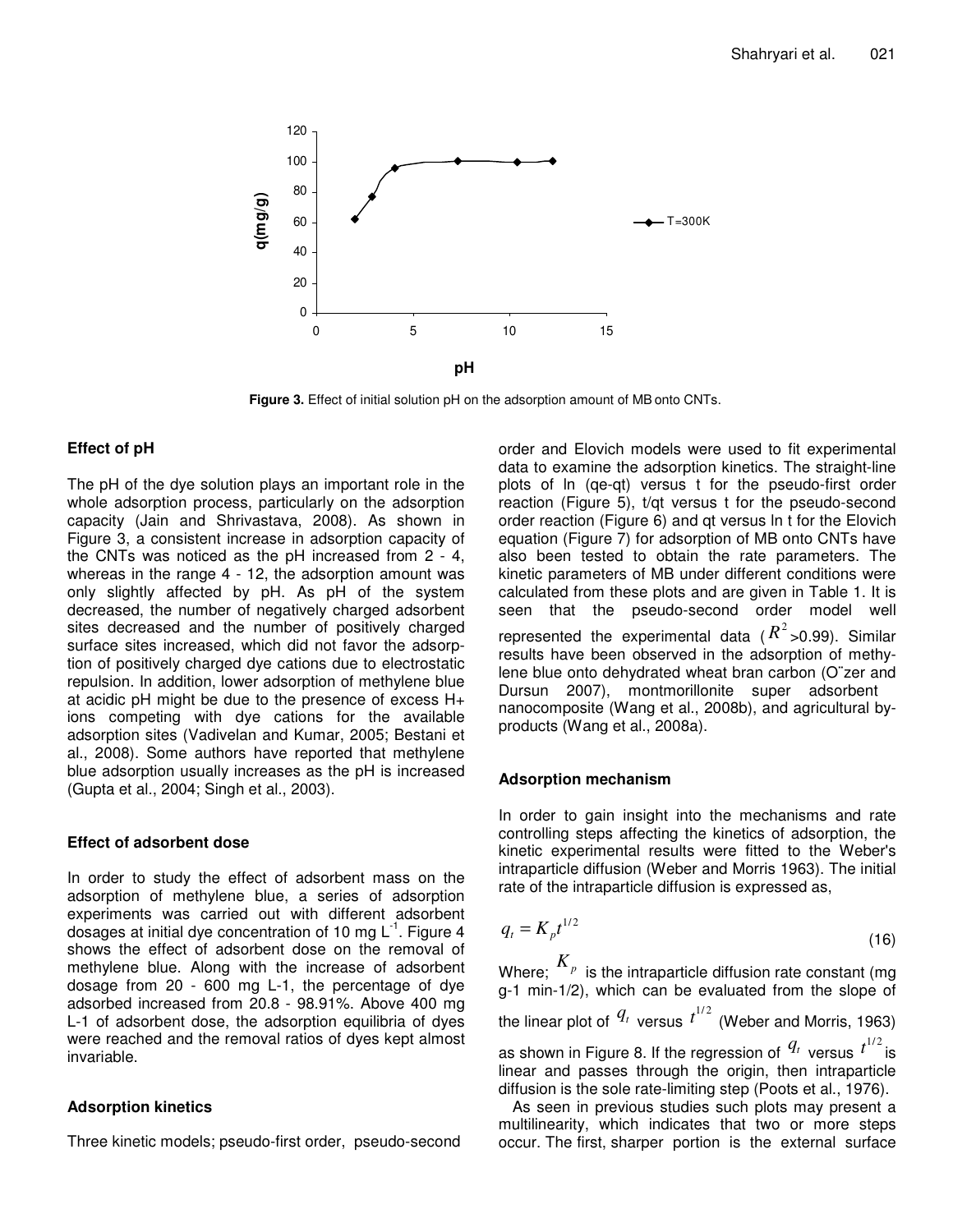Figure 3. Effect of initial solution pH on the adsorption amount of MB onto CNTs.

### Effect of pH

The pH of the dye solution plays an important role in the whole adsorption process, particularly on the adsorption capacity (Jain and Shrivastava, 2008). As shown in Figure 3, a consistent increase in adsorption capacity of the CNTs was noticed as the pH increased from 2 - 4, whereas in the range 4 - 12, the adsorption amount was only slightly affected by pH. As pH of the system decreased, the number of negatively charged adsorbent sites decreased and the number of positively charged surface sites increased, which did not favor the adsorption of positively charged dye cations due to electrostatic repulsion. In addition, lower adsorption of methylene blue at acidic pH might be due to the presence of excess H+ ions competing with dye cations for the available adsorption sites (Vadivelan and Kumar, 2005; Bestani et al., 2008). Some authors have reported that methylene blue adsorption usually increases as the pH is increased (Gupta et al., 2004; Singh et al., 2003).

### Effect of adsorbent dose

In order to study the effect of adsorbent mass on the adsorption of methylene blue, a series of adsorption experiments was carried out with different adsorbent dosages at initial dye concentration of 10 mg $L^{-1}$. Figure 4 shows the effect of adsorbent dose on the removal of methylene blue. Along with the increase of adsorbent dosage from 20 - 600 mg L-1, the percentage of dye adsorbed increased from 20.8 - 98.91%. Above 400 mg L-1 of adsorbent dose, the adsorption equilibria of dyes were reached and the removal ratios of dyes kept almost invariable.

### Adsorption kinetics

Three kinetic models; pseudo-first order, pseudo-second order and Elovich models were used to fit experimental data to examine the adsorption kinetics. The straight-line plots of ln (qe-qt) versus t for the pseudo-first order reaction (Figure 5), t/qt versus t for the pseudo-second order reaction (Figure 6) and qt versus ln t for the Elovich equation (Figure 7) for adsorption of MB onto CNTs have also been tested to obtain the rate parameters. The kinetic parameters of MB under different conditions were calculated from these plots and are given in Table 1. It is seen that the pseudo-second order model well represented the experimental data ($R^2$>0.99). Similar results have been observed in the adsorption of methylene blue onto dehydrated wheat bran carbon (O¨zer and Dursun 2007), montmorillonite super adsorbent nanocomposite (Wang et al., 2008b), and agricultural by-products (Wang et al., 2008a).

### Adsorption mechanism

In order to gain insight into the mechanisms and rate controlling steps affecting the kinetics of adsorption, the kinetic experimental results were fitted to the Weber's intraparticle diffusion (Weber and Morris 1963). The initial rate of the intraparticle diffusion is expressed as,

$$q_t = K_p t^{1/2} \tag{16}$$

Where; $K_p$ is the intraparticle diffusion rate constant (mg g-1 min-1/2), which can be evaluated from the slope of the linear plot of $q_t$ versus $t^{1/2}$ (Weber and Morris, 1963) as shown in Figure 8. If the regression of $q_t$ versus $t^{1/2}$ is linear and passes through the origin, then intraparticle diffusion is the sole rate-limiting step (Poots et al., 1976).

As seen in previous studies such plots may present a multilinearity, which indicates that two or more steps occur. The first, sharper portion is the external surface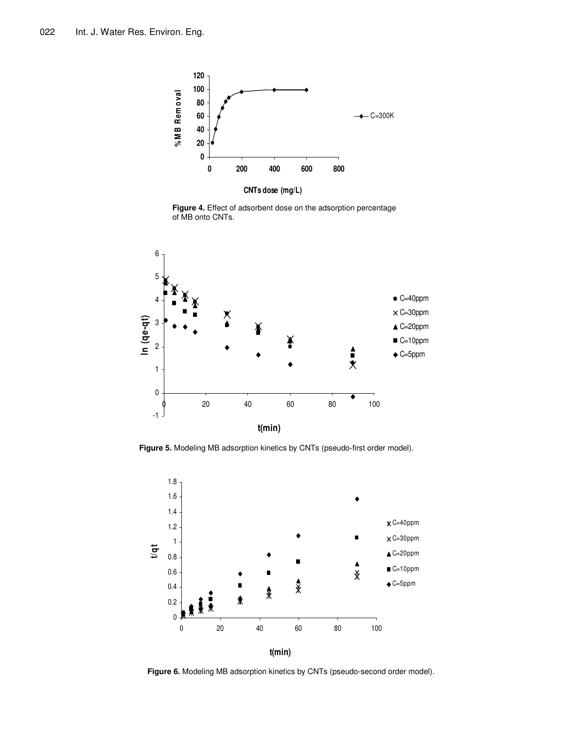**Figure 4.** Effect of adsorbent dose on the adsorption percentage of MB onto CNTs.

**Figure 5.** Modeling MB adsorption kinetics by CNTs (pseudo-first order model).

**Figure 6.** Modeling MB adsorption kinetics by CNTs (pseudo-second order model).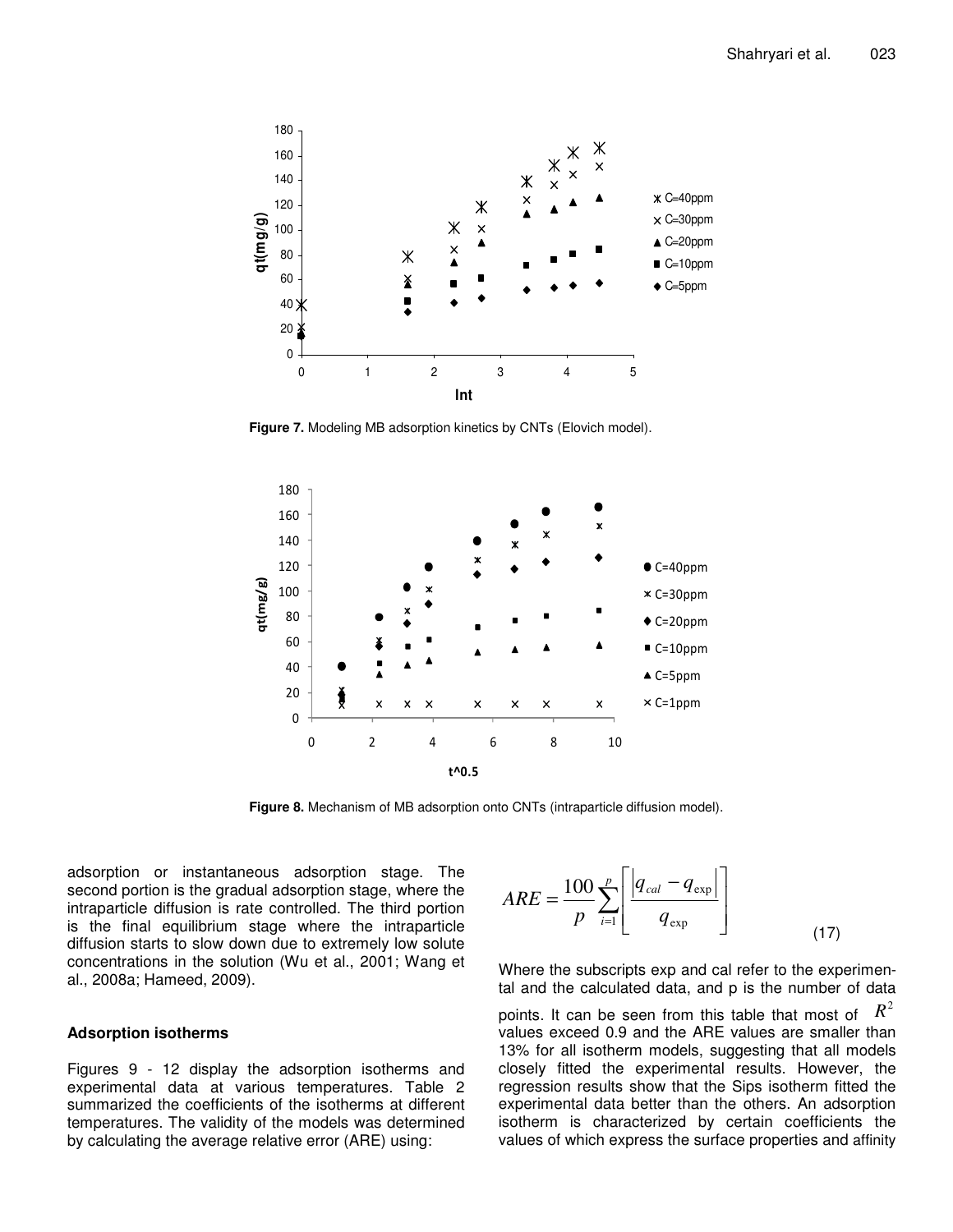**Figure 7.** Modeling MB adsorption kinetics by CNTs (Elovich model).

**Figure 8.** Mechanism of MB adsorption onto CNTs (intraparticle diffusion model).

adsorption or instantaneous adsorption stage. The second portion is the gradual adsorption stage, where the intraparticle diffusion is rate controlled. The third portion is the final equilibrium stage where the intraparticle diffusion starts to slow down due to extremely low solute concentrations in the solution (Wu et al., 2001; Wang et al., 2008a; Hameed, 2009).

### Adsorption isotherms

Figures 9 - 12 display the adsorption isotherms and experimental data at various temperatures. Table 2 summarized the coefficients of the isotherms at different temperatures. The validity of the models was determined by calculating the average relative error (ARE) using:

$$ARE = \frac{100}{p}\sum_{i=1}^{p}\left[\frac{\left|q_{cal} - q_{\exp}\right|}{q_{\exp}}\right] \qquad (17)$$

Where the subscripts exp and cal refer to the experimental and the calculated data, and p is the number of data points. It can be seen from this table that most of $R^2$ values exceed 0.9 and the ARE values are smaller than 13% for all isotherm models, suggesting that all models closely fitted the experimental results. However, the regression results show that the Sips isotherm fitted the experimental data better than the others. An adsorption isotherm is characterized by certain coefficients the values of which express the surface properties and affinity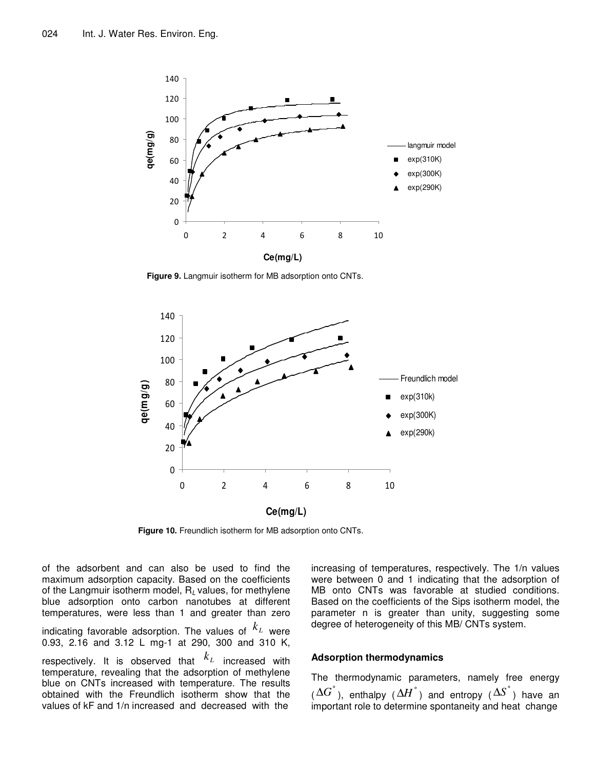**Figure 9.** Langmuir isotherm for MB adsorption onto CNTs.

**Figure 10.** Freundlich isotherm for MB adsorption onto CNTs.

of the adsorbent and can also be used to find the maximum adsorption capacity. Based on the coefficients of the Langmuir isotherm model, $R_L$ values, for methylene blue adsorption onto carbon nanotubes at different temperatures, were less than 1 and greater than zero indicating favorable adsorption. The values of $k_L$ were 0.93, 2.16 and 3.12 L mg-1 at 290, 300 and 310 K, respectively. It is observed that $k_L$ increased with temperature, revealing that the adsorption of methylene blue on CNTs increased with temperature. The results obtained with the Freundlich isotherm show that the values of kF and 1/n increased and decreased with the increasing of temperatures, respectively. The 1/n values were between 0 and 1 indicating that the adsorption of MB onto CNTs was favorable at studied conditions. Based on the coefficients of the Sips isotherm model, the parameter n is greater than unity, suggesting some degree of heterogeneity of this MB/ CNTs system.

### Adsorption thermodynamics

The thermodynamic parameters, namely free energy ($\Delta G^{\circ}$), enthalpy ($\Delta H^{\circ}$) and entropy ($\Delta S^{\circ}$) have an important role to determine spontaneity and heat change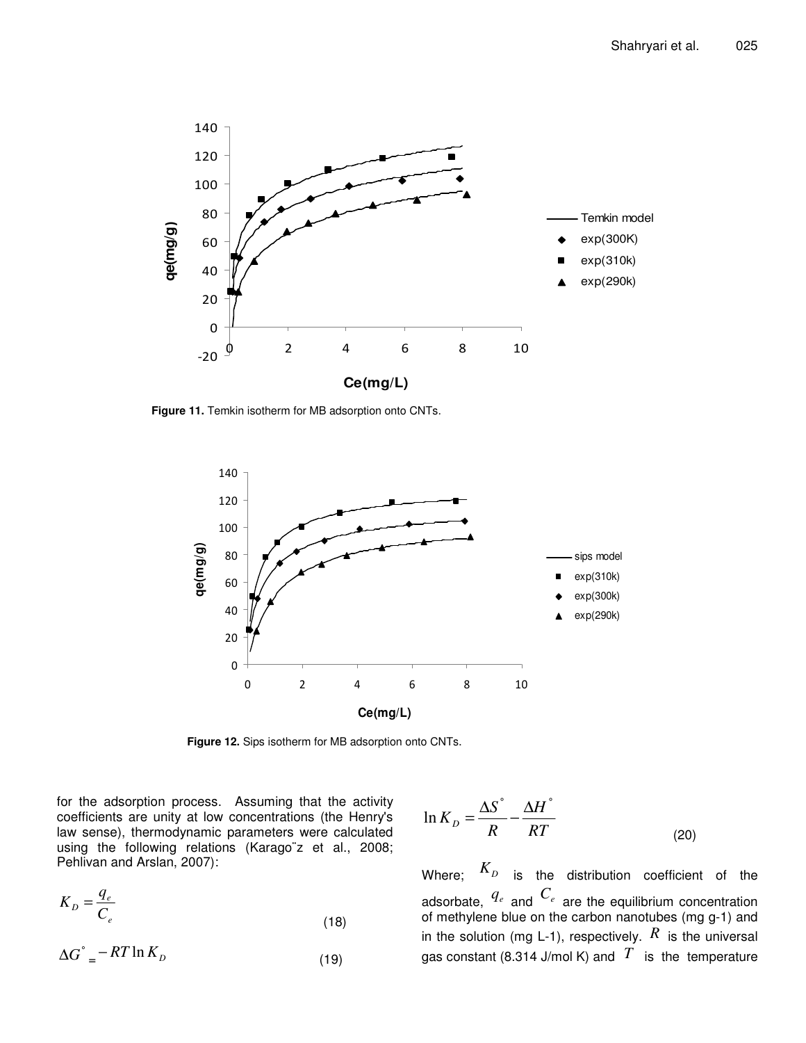Figure 11. Temkin isotherm for MB adsorption onto CNTs.

Figure 12. Sips isotherm for MB adsorption onto CNTs.

for the adsorption process. Assuming that the activity coefficients are unity at low concentrations (the Henry's law sense), thermodynamic parameters were calculated using the following relations (Karago¨z et al., 2008; Pehlivan and Arslan, 2007):

$$K_D = \frac{q_e}{C_e} \tag{18}$$

$$\Delta G^{\circ} = -RT \ln K_D \tag{19}$$

$$\ln K_D = \frac{\Delta S^{\circ}}{R} - \frac{\Delta H^{\circ}}{RT} \tag{20}$$

Where; $K_D$ is the distribution coefficient of the adsorbate, $q_e$ and $C_e$ are the equilibrium concentration of methylene blue on the carbon nanotubes (mg g-1) and in the solution (mg L-1), respectively. $R$ is the universal gas constant (8.314 J/mol K) and $T$ is the temperature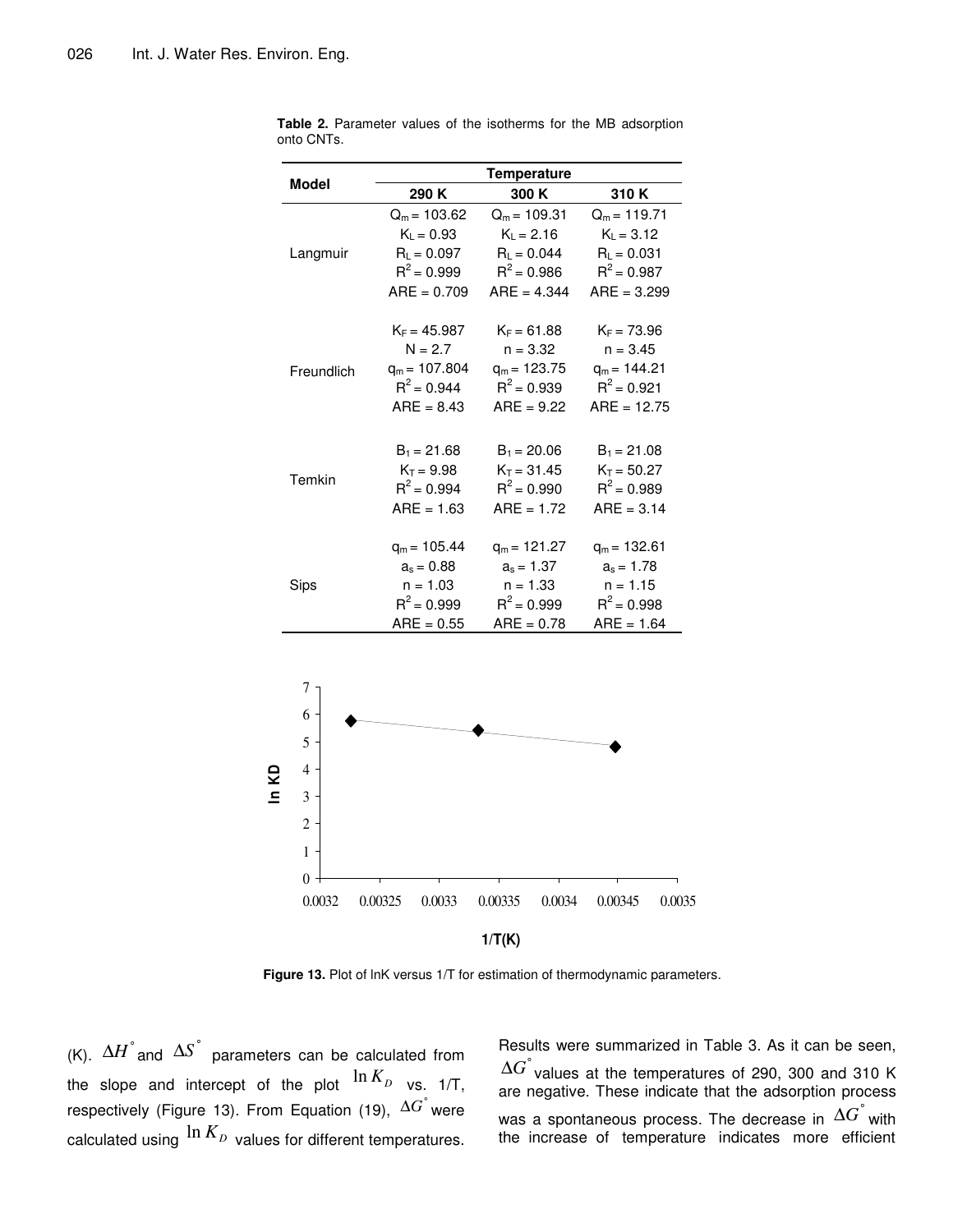**Table 2.** Parameter values of the isotherms for the MB adsorption onto CNTs.

| Model | Temperature | | |
|---|---|---|---|
| | 290 K | 300 K | 310 K |
| Langmuir | $Q_m$ = 103.62 | $Q_m$ = 109.31 | $Q_m$ = 119.71 |
| | $K_L$ = 0.93 | $K_L$ = 2.16 | $K_L$ = 3.12 |
| | $R_L$ = 0.097 | $R_L$ = 0.044 | $R_L$ = 0.031 |
| | $R^2$ = 0.999 | $R^2$ = 0.986 | $R^2$ = 0.987 |
| | ARE = 0.709 | ARE = 4.344 | ARE = 3.299 |
| Freundlich | $K_F$ = 45.987 | $K_F$ = 61.88 | $K_F$ = 73.96 |
| | N = 2.7 | n = 3.32 | n = 3.45 |
| | $q_m$ = 107.804 | $q_m$ = 123.75 | $q_m$ = 144.21 |
| | $R^2$ = 0.944 | $R^2$ = 0.939 | $R^2$ = 0.921 |
| | ARE = 8.43 | ARE = 9.22 | ARE = 12.75 |
| Temkin | $B_1$ = 21.68 | $B_1$ = 20.06 | $B_1$ = 21.08 |
| | $K_T$ = 9.98 | $K_T$ = 31.45 | $K_T$ = 50.27 |
| | $R^2$ = 0.994 | $R^2$ = 0.990 | $R^2$ = 0.989 |
| | ARE = 1.63 | ARE = 1.72 | ARE = 3.14 |
| Sips | $q_m$ = 105.44 | $q_m$ = 121.27 | $q_m$ = 132.61 |
| | $a_s$ = 0.88 | $a_s$ = 1.37 | $a_s$ = 1.78 |
| | n = 1.03 | n = 1.33 | n = 1.15 |
| | $R^2$ = 0.999 | $R^2$ = 0.999 | $R^2$ = 0.998 |
| | ARE = 0.55 | ARE = 0.78 | ARE = 1.64 |

**Figure 13.** Plot of lnK versus 1/T for estimation of thermodynamic parameters.

(K). $\Delta H^{\circ}$ and $\Delta S^{\circ}$ parameters can be calculated from the slope and intercept of the plot $\ln K_D$ vs. 1/T, respectively (Figure 13). From Equation (19), $\Delta G^{\circ}$ were calculated using $\ln K_D$ values for different temperatures. Results were summarized in Table 3. As it can be seen, $\Delta G^{\circ}$ values at the temperatures of 290, 300 and 310 K are negative. These indicate that the adsorption process was a spontaneous process. The decrease in $\Delta G^{\circ}$ with the increase of temperature indicates more efficient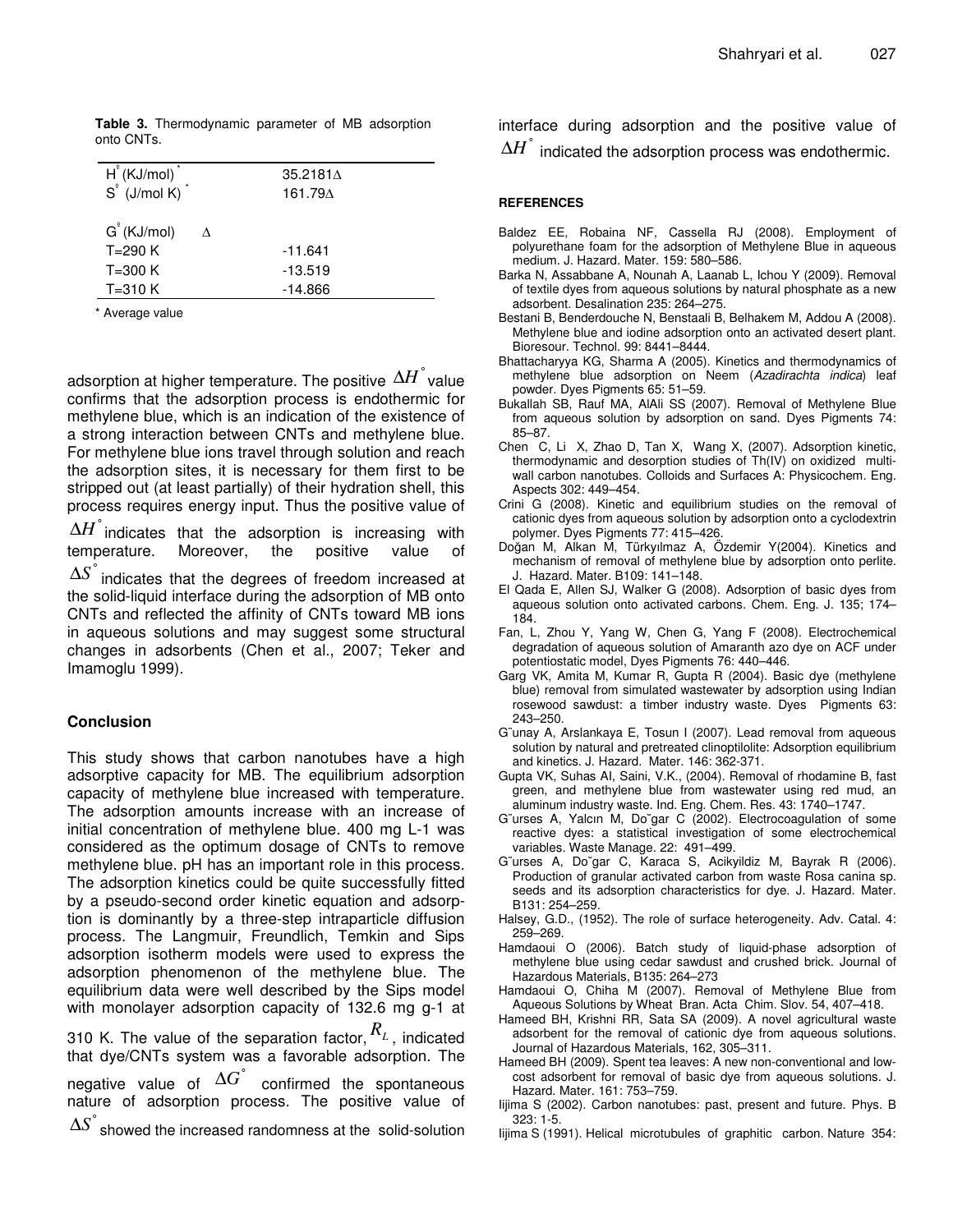**Table 3.** Thermodynamic parameter of MB adsorption onto CNTs.

| | |
|---|---|
| $H^{°}$ (KJ/mol) * | 35.2181Δ |
| $S^{°}$ (J/mol K) * | 161.79Δ |
| | |
| $G^{°}$ (KJ/mol) Δ | |
| T=290 K | -11.641 |
| T=300 K | -13.519 |
| T=310 K | -14.866 |

\* Average value

adsorption at higher temperature. The positive $\Delta H^{\circ}$ value confirms that the adsorption process is endothermic for methylene blue, which is an indication of the existence of a strong interaction between CNTs and methylene blue. For methylene blue ions travel through solution and reach the adsorption sites, it is necessary for them first to be stripped out (at least partially) of their hydration shell, this process requires energy input. Thus the positive value of $\Delta H^{\circ}$ indicates that the adsorption is increasing with temperature. Moreover, the positive value of $\Delta S^{\circ}$ indicates that the degrees of freedom increased at the solid-liquid interface during the adsorption of MB onto CNTs and reflected the affinity of CNTs toward MB ions in aqueous solutions and may suggest some structural changes in adsorbents (Chen et al., 2007; Teker and Imamoglu 1999).

## Conclusion

This study shows that carbon nanotubes have a high adsorptive capacity for MB. The equilibrium adsorption capacity of methylene blue increased with temperature. The adsorption amounts increase with an increase of initial concentration of methylene blue. 400 mg L-1 was considered as the optimum dosage of CNTs to remove methylene blue. pH has an important role in this process. The adsorption kinetics could be quite successfully fitted by a pseudo-second order kinetic equation and adsorption is dominantly by a three-step intraparticle diffusion process. The Langmuir, Freundlich, Temkin and Sips adsorption isotherm models were used to express the adsorption phenomenon of the methylene blue. The equilibrium data were well described by the Sips model with monolayer adsorption capacity of 132.6 mg g-1 at 310 K. The value of the separation factor, $R_L$, indicated that dye/CNTs system was a favorable adsorption. The negative value of $\Delta G^{\circ}$ confirmed the spontaneous nature of adsorption process. The positive value of $\Delta S^{\circ}$ showed the increased randomness at the solid-solution interface during adsorption and the positive value of $\Delta H^{\circ}$ indicated the adsorption process was endothermic.

### REFERENCES

Baldez EE, Robaina NF, Cassella RJ (2008). Employment of polyurethane foam for the adsorption of Methylene Blue in aqueous medium. J. Hazard. Mater. 159: 580–586.

Barka N, Assabbane A, Nounah A, Laanab L, Ichou Y (2009). Removal of textile dyes from aqueous solutions by natural phosphate as a new adsorbent. Desalination 235: 264–275.

Bestani B, Benderdouche N, Benstaali B, Belhakem M, Addou A (2008). Methylene blue and iodine adsorption onto an activated desert plant. Bioresour. Technol. 99: 8441–8444.

Bhattacharyya KG, Sharma A (2005). Kinetics and thermodynamics of methylene blue adsorption on Neem (*Azadirachta indica*) leaf powder. Dyes Pigments 65: 51–59.

Bukallah SB, Rauf MA, AlAli SS (2007). Removal of Methylene Blue from aqueous solution by adsorption on sand. Dyes Pigments 74: 85–87.

Chen C, Li X, Zhao D, Tan X, Wang X, (2007). Adsorption kinetic, thermodynamic and desorption studies of Th(IV) on oxidized multi-wall carbon nanotubes. Colloids and Surfaces A: Physicochem. Eng. Aspects 302: 449–454.

Crini G (2008). Kinetic and equilibrium studies on the removal of cationic dyes from aqueous solution by adsorption onto a cyclodextrin polymer. Dyes Pigments 77: 415–426.

Doğan M, Alkan M, Türkyılmaz A, Özdemir Y(2004). Kinetics and mechanism of removal of methylene blue by adsorption onto perlite. J. Hazard. Mater. B109: 141–148.

El Qada E, Allen SJ, Walker G (2008). Adsorption of basic dyes from aqueous solution onto activated carbons. Chem. Eng. J. 135; 174–184.

Fan, L, Zhou Y, Yang W, Chen G, Yang F (2008). Electrochemical degradation of aqueous solution of Amaranth azo dye on ACF under potentiostatic model, Dyes Pigments 76: 440–446.

Garg VK, Amita M, Kumar R, Gupta R (2004). Basic dye (methylene blue) removal from simulated wastewater by adsorption using Indian rosewood sawdust: a timber industry waste. Dyes Pigments 63: 243–250.

G¨unay A, Arslankaya E, Tosun I (2007). Lead removal from aqueous solution by natural and pretreated clinoptilolite: Adsorption equilibrium and kinetics. J. Hazard. Mater. 146: 362-371.

Gupta VK, Suhas AI, Saini, V.K., (2004). Removal of rhodamine B, fast green, and methylene blue from wastewater using red mud, an aluminum industry waste. Ind. Eng. Chem. Res. 43: 1740–1747.

G¨urses A, Yalcın M, Do˘gar C (2002). Electrocoagulation of some reactive dyes: a statistical investigation of some electrochemical variables. Waste Manage. 22: 491–499.

G¨urses A, Do˘gar C, Karaca S, Acikyildiz M, Bayrak R (2006). Production of granular activated carbon from waste Rosa canina sp. seeds and its adsorption characteristics for dye. J. Hazard. Mater. B131: 254–259.

Halsey, G.D., (1952). The role of surface heterogeneity. Adv. Catal. 4: 259–269.

Hamdaoui O (2006). Batch study of liquid-phase adsorption of methylene blue using cedar sawdust and crushed brick. Journal of Hazardous Materials, B135: 264–273

Hamdaoui O, Chiha M (2007). Removal of Methylene Blue from Aqueous Solutions by Wheat Bran. Acta Chim. Slov. 54, 407–418.

Hameed BH, Krishni RR, Sata SA (2009). A novel agricultural waste adsorbent for the removal of cationic dye from aqueous solutions. Journal of Hazardous Materials, 162, 305–311.

Hameed BH (2009). Spent tea leaves: A new non-conventional and low-cost adsorbent for removal of basic dye from aqueous solutions. J. Hazard. Mater. 161: 753–759.

Iijima S (2002). Carbon nanotubes: past, present and future. Phys. B 323: 1-5.

Iijima S (1991). Helical microtubules of graphitic carbon. Nature 354: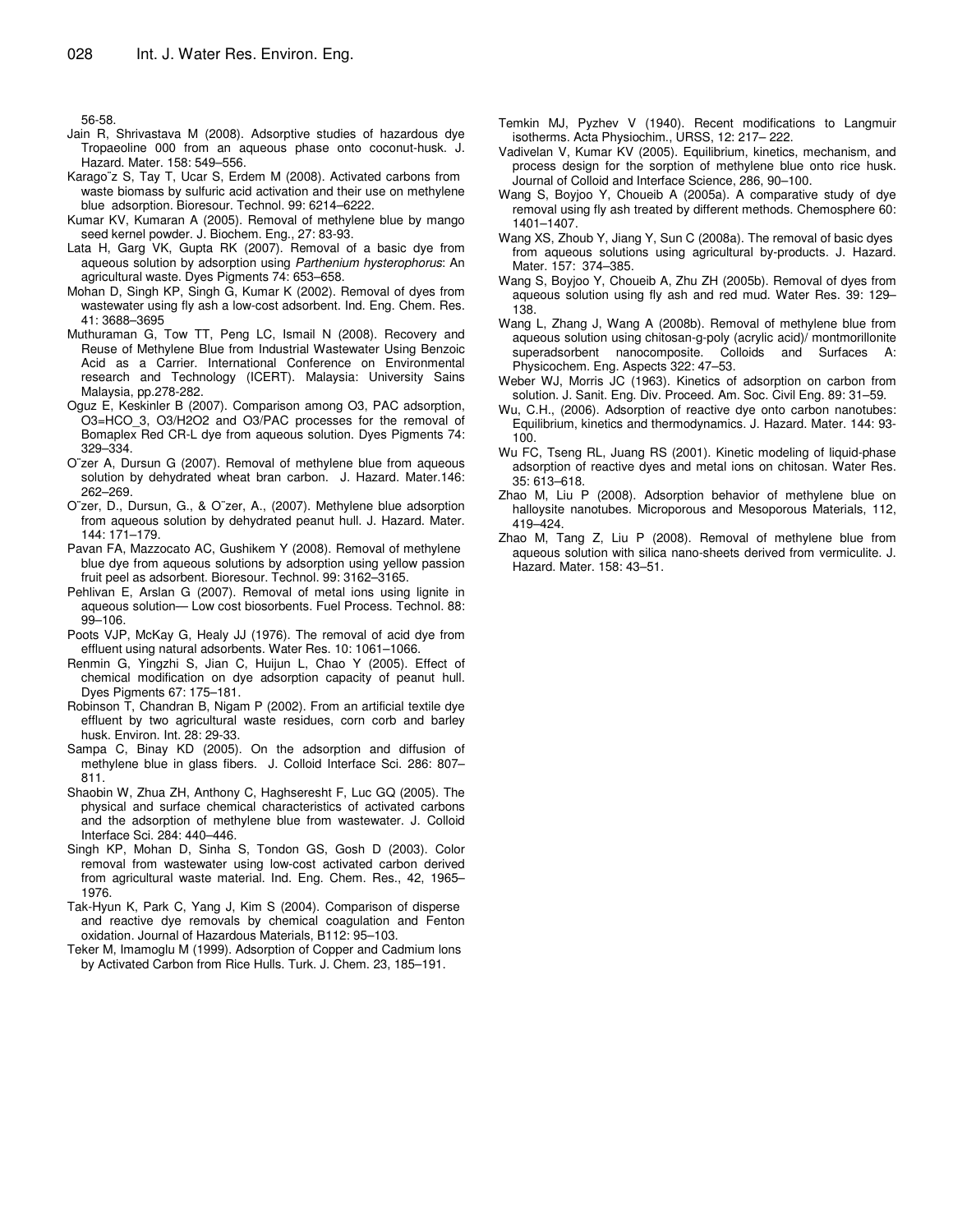56-58.

Jain R, Shrivastava M (2008). Adsorptive studies of hazardous dye Tropaeoline 000 from an aqueous phase onto coconut-husk. J. Hazard. Mater. 158: 549–556.

Karago¨z S, Tay T, Ucar S, Erdem M (2008). Activated carbons from waste biomass by sulfuric acid activation and their use on methylene blue adsorption. Bioresour. Technol. 99: 6214–6222.

Kumar KV, Kumaran A (2005). Removal of methylene blue by mango seed kernel powder. J. Biochem. Eng., 27: 83-93.

Lata H, Garg VK, Gupta RK (2007). Removal of a basic dye from aqueous solution by adsorption using *Parthenium hysterophorus*: An agricultural waste. Dyes Pigments 74: 653–658.

Mohan D, Singh KP, Singh G, Kumar K (2002). Removal of dyes from wastewater using fly ash a low-cost adsorbent. Ind. Eng. Chem. Res. 41: 3688–3695

Muthuraman G, Tow TT, Peng LC, Ismail N (2008). Recovery and Reuse of Methylene Blue from Industrial Wastewater Using Benzoic Acid as a Carrier. International Conference on Environmental research and Technology (ICERT). Malaysia: University Sains Malaysia, pp.278-282.

Oguz E, Keskinler B (2007). Comparison among O3, PAC adsorption, O3=HCO_3, O3/H2O2 and O3/PAC processes for the removal of Bomaplex Red CR-L dye from aqueous solution. Dyes Pigments 74: 329–334.

O¨zer A, Dursun G (2007). Removal of methylene blue from aqueous solution by dehydrated wheat bran carbon. J. Hazard. Mater.146: 262–269.

O¨zer, D., Dursun, G., & O¨zer, A., (2007). Methylene blue adsorption from aqueous solution by dehydrated peanut hull. J. Hazard. Mater. 144: 171–179.

Pavan FA, Mazzocato AC, Gushikem Y (2008). Removal of methylene blue dye from aqueous solutions by adsorption using yellow passion fruit peel as adsorbent. Bioresour. Technol. 99: 3162–3165.

Pehlivan E, Arslan G (2007). Removal of metal ions using lignite in aqueous solution— Low cost biosorbents. Fuel Process. Technol. 88: 99–106.

Poots VJP, McKay G, Healy JJ (1976). The removal of acid dye from effluent using natural adsorbents. Water Res. 10: 1061–1066.

Renmin G, Yingzhi S, Jian C, Huijun L, Chao Y (2005). Effect of chemical modification on dye adsorption capacity of peanut hull. Dyes Pigments 67: 175–181.

Robinson T, Chandran B, Nigam P (2002). From an artificial textile dye effluent by two agricultural waste residues, corn corb and barley husk. Environ. Int. 28: 29-33.

Sampa C, Binay KD (2005). On the adsorption and diffusion of methylene blue in glass fibers. J. Colloid Interface Sci. 286: 807–811.

Shaobin W, Zhua ZH, Anthony C, Haghseresht F, Luc GQ (2005). The physical and surface chemical characteristics of activated carbons and the adsorption of methylene blue from wastewater. J. Colloid Interface Sci. 284: 440–446.

Singh KP, Mohan D, Sinha S, Tondon GS, Gosh D (2003). Color removal from wastewater using low-cost activated carbon derived from agricultural waste material. Ind. Eng. Chem. Res., 42, 1965–1976.

Tak-Hyun K, Park C, Yang J, Kim S (2004). Comparison of disperse and reactive dye removals by chemical coagulation and Fenton oxidation. Journal of Hazardous Materials, B112: 95–103.

Teker M, Imamoglu M (1999). Adsorption of Copper and Cadmium Ions by Activated Carbon from Rice Hulls. Turk. J. Chem. 23, 185–191.

Temkin MJ, Pyzhev V (1940). Recent modifications to Langmuir isotherms. Acta Physiochim., URSS, 12: 217– 222.

Vadivelan V, Kumar KV (2005). Equilibrium, kinetics, mechanism, and process design for the sorption of methylene blue onto rice husk. Journal of Colloid and Interface Science, 286, 90–100.

Wang S, Boyjoo Y, Choueib A (2005a). A comparative study of dye removal using fly ash treated by different methods. Chemosphere 60: 1401–1407.

Wang XS, Zhoub Y, Jiang Y, Sun C (2008a). The removal of basic dyes from aqueous solutions using agricultural by-products. J. Hazard. Mater. 157: 374–385.

Wang S, Boyjoo Y, Choueib A, Zhu ZH (2005b). Removal of dyes from aqueous solution using fly ash and red mud. Water Res. 39: 129–138.

Wang L, Zhang J, Wang A (2008b). Removal of methylene blue from aqueous solution using chitosan-g-poly (acrylic acid)/ montmorillonite superadsorbent nanocomposite. Colloids and Surfaces A: Physicochem. Eng. Aspects 322: 47–53.

Weber WJ, Morris JC (1963). Kinetics of adsorption on carbon from solution. J. Sanit. Eng. Div. Proceed. Am. Soc. Civil Eng. 89: 31–59.

Wu, C.H., (2006). Adsorption of reactive dye onto carbon nanotubes: Equilibrium, kinetics and thermodynamics. J. Hazard. Mater. 144: 93-100.

Wu FC, Tseng RL, Juang RS (2001). Kinetic modeling of liquid-phase adsorption of reactive dyes and metal ions on chitosan. Water Res. 35: 613–618.

Zhao M, Liu P (2008). Adsorption behavior of methylene blue on halloysite nanotubes. Microporous and Mesoporous Materials, 112, 419–424.

Zhao M, Tang Z, Liu P (2008). Removal of methylene blue from aqueous solution with silica nano-sheets derived from vermiculite. J. Hazard. Mater. 158: 43–51.